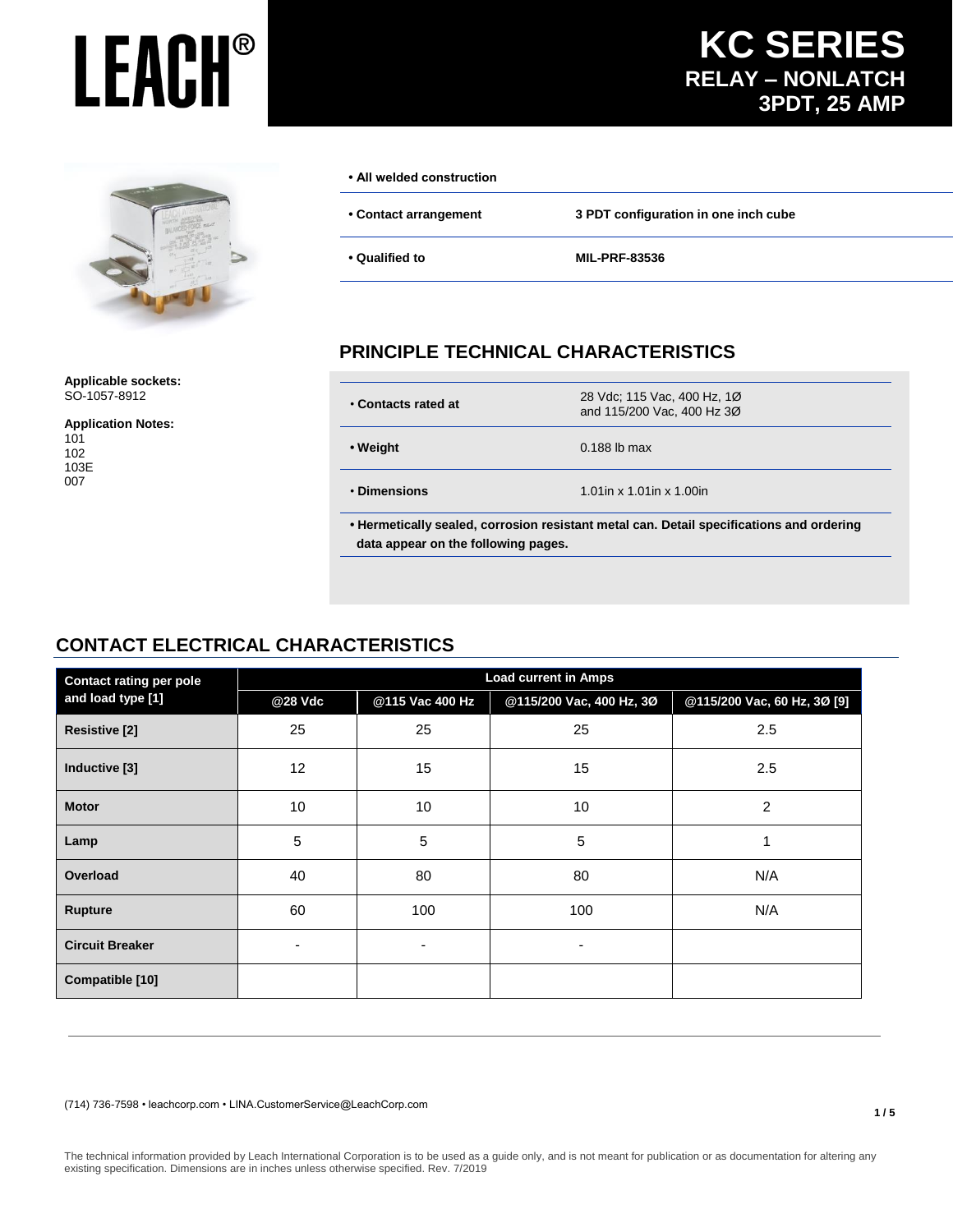# LEACH®

# KC SERIES
## RELAY – NONLATCH
## 3PDT, 25 AMP

- **All welded construction**

| | |
|---|---|
| • **Contact arrangement** | **3 PDT configuration in one inch cube** |
| • **Qualified to** | **MIL-PRF-83536** |

**Applicable sockets:**
SO-1057-8912

**Application Notes:**
101
102
103E
007

## PRINCIPLE TECHNICAL CHARACTERISTICS

| | |
|---|---|
| • **Contacts rated at** | 28 Vdc; 115 Vac, 400 Hz, 1Ø and 115/200 Vac, 400 Hz 3Ø |
| • **Weight** | 0.188 lb max |
| • **Dimensions** | 1.01in x 1.01in x 1.00in |

- **Hermetically sealed, corrosion resistant metal can. Detail specifications and ordering data appear on the following pages.**

## CONTACT ELECTRICAL CHARACTERISTICS

| Contact rating per pole and load type [1] | Load current in Amps | | | |
|---|---|---|---|---|
| | @28 Vdc | @115 Vac 400 Hz | @115/200 Vac, 400 Hz, 3Ø | @115/200 Vac, 60 Hz, 3Ø [9] |
| **Resistive [2]** | 25 | 25 | 25 | 2.5 |
| **Inductive [3]** | 12 | 15 | 15 | 2.5 |
| **Motor** | 10 | 10 | 10 | 2 |
| **Lamp** | 5 | 5 | 5 | 1 |
| **Overload** | 40 | 80 | 80 | N/A |
| **Rupture** | 60 | 100 | 100 | N/A |
| **Circuit Breaker** | - | - | - | |
| **Compatible [10]** | | | | |

(714) 736-7598 • leachcorp.com • LINA.CustomerService@LeachCorp.com

The technical information provided by Leach International Corporation is to be used as a guide only, and is not meant for publication or as documentation for altering any existing specification. Dimensions are in inches unless otherwise specified. Rev. 7/2019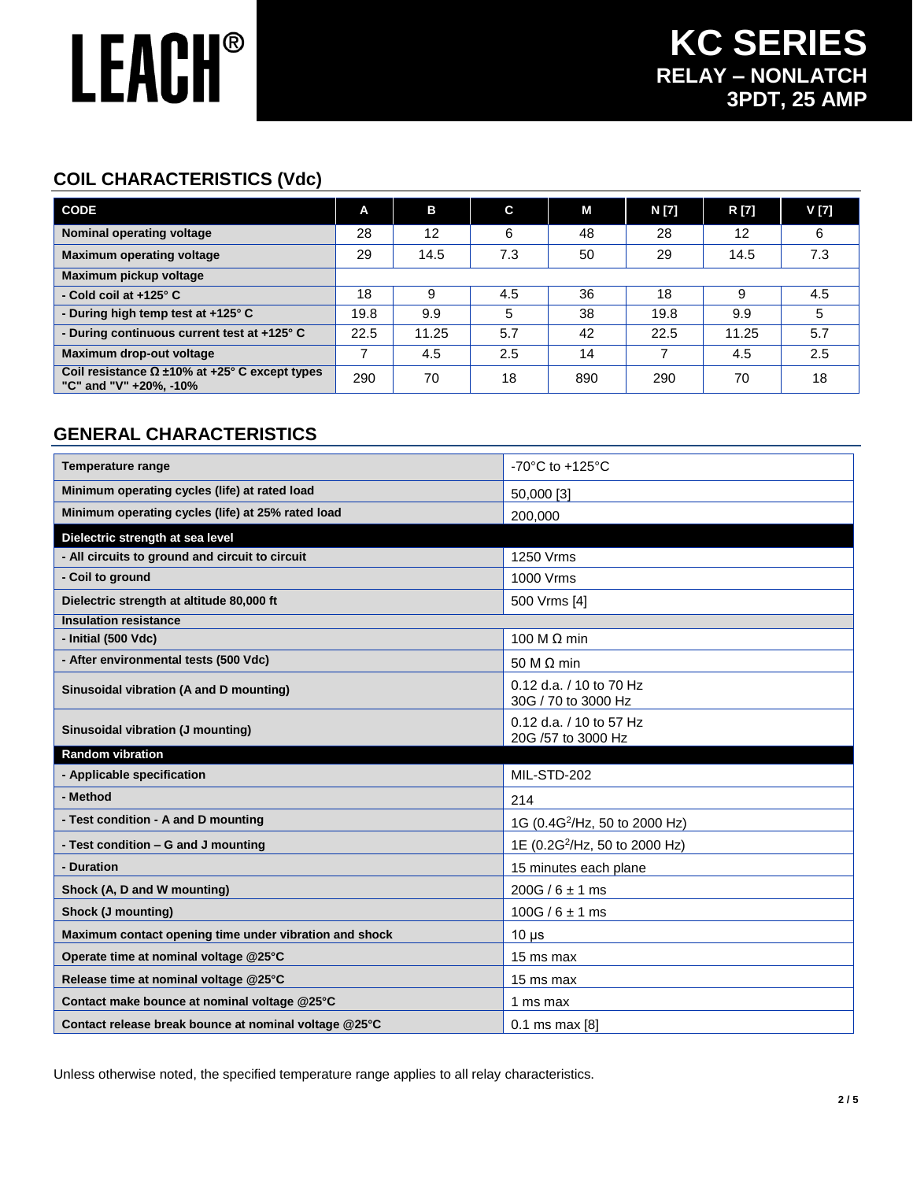# LEACH®

# KC SERIES
## RELAY – NONLATCH
## 3PDT, 25 AMP

## COIL CHARACTERISTICS (Vdc)

| CODE | A | B | C | M | N [7] | R [7] | V [7] |
|---|---|---|---|---|---|---|---|
| Nominal operating voltage | 28 | 12 | 6 | 48 | 28 | 12 | 6 |
| Maximum operating voltage | 29 | 14.5 | 7.3 | 50 | 29 | 14.5 | 7.3 |
| Maximum pickup voltage | | | | | | | |
| - Cold coil at +125° C | 18 | 9 | 4.5 | 36 | 18 | 9 | 4.5 |
| - During high temp test at +125° C | 19.8 | 9.9 | 5 | 38 | 19.8 | 9.9 | 5 |
| - During continuous current test at +125° C | 22.5 | 11.25 | 5.7 | 42 | 22.5 | 11.25 | 5.7 |
| Maximum drop-out voltage | 7 | 4.5 | 2.5 | 14 | 7 | 4.5 | 2.5 |
| Coil resistance Ω ±10% at +25° C except types "C" and "V" +20%, -10% | 290 | 70 | 18 | 890 | 290 | 70 | 18 |

## GENERAL CHARACTERISTICS

| Characteristic | Value |
|---|---|
| Temperature range | -70°C to +125°C |
| Minimum operating cycles (life) at rated load | 50,000 [3] |
| Minimum operating cycles (life) at 25% rated load | 200,000 |
| **Dielectric strength at sea level** | |
| - All circuits to ground and circuit to circuit | 1250 Vrms |
| - Coil to ground | 1000 Vrms |
| Dielectric strength at altitude 80,000 ft | 500 Vrms [4] |
| **Insulation resistance** | |
| - Initial (500 Vdc) | 100 M Ω min |
| - After environmental tests (500 Vdc) | 50 M Ω min |
| Sinusoidal vibration (A and D mounting) | 0.12 d.a. / 10 to 70 Hz<br>30G / 70 to 3000 Hz |
| Sinusoidal vibration (J mounting) | 0.12 d.a. / 10 to 57 Hz<br>20G /57 to 3000 Hz |
| **Random vibration** | |
| - Applicable specification | MIL-STD-202 |
| - Method | 214 |
| - Test condition - A and D mounting | 1G (0.4$G^2$/Hz, 50 to 2000 Hz) |
| - Test condition – G and J mounting | 1E (0.2$G^2$/Hz, 50 to 2000 Hz) |
| - Duration | 15 minutes each plane |
| Shock (A, D and W mounting) | 200G / 6 ± 1 ms |
| Shock (J mounting) | 100G / 6 ± 1 ms |
| Maximum contact opening time under vibration and shock | 10 µs |
| Operate time at nominal voltage @25°C | 15 ms max |
| Release time at nominal voltage @25°C | 15 ms max |
| Contact make bounce at nominal voltage @25°C | 1 ms max |
| Contact release break bounce at nominal voltage @25°C | 0.1 ms max [8] |

Unless otherwise noted, the specified temperature range applies to all relay characteristics.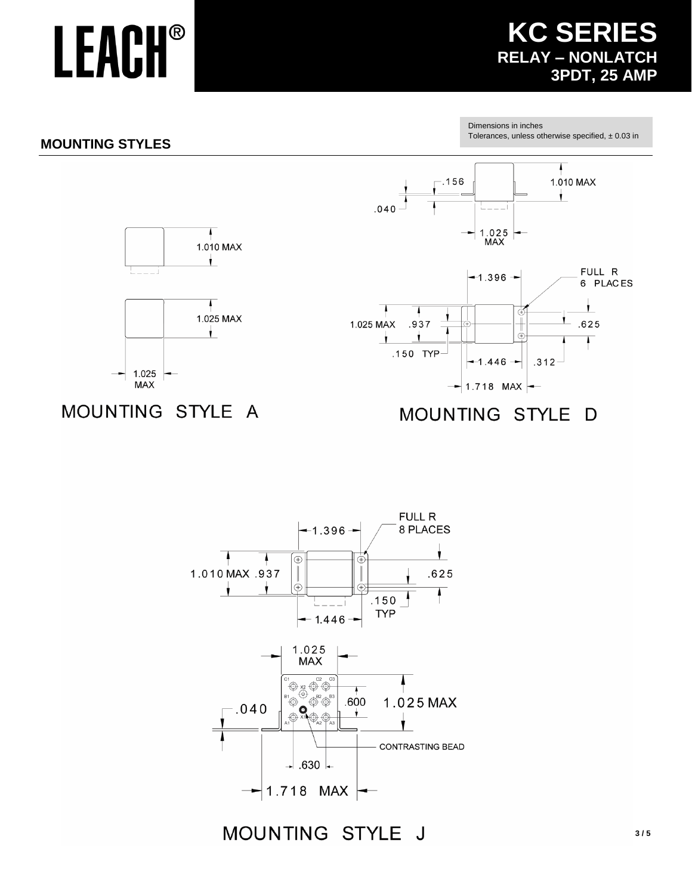# LEACH®

## KC SERIES
### RELAY – NONLATCH
### 3PDT, 25 AMP

Dimensions in inches
Tolerances, unless otherwise specified, ± 0.03 in

## MOUNTING STYLES

1.010 MAX

1.025 MAX

1.025 MAX

MOUNTING STYLE A

.156

.040

1.010 MAX

1.025 MAX

1.396

FULL R 6 PLACES

1.025 MAX

.937

.625

.150 TYP

1.446

.312

1.718 MAX

MOUNTING STYLE D

1.396

FULL R 8 PLACES

1.010 MAX

.937

.625

.150 TYP

1.446

1.025 MAX

C1 C2 C3 X2 B1 B2 B3 X1 A1 A2 A3

.600

1.025 MAX

.040

CONTRASTING BEAD

.630

1.718 MAX

MOUNTING STYLE J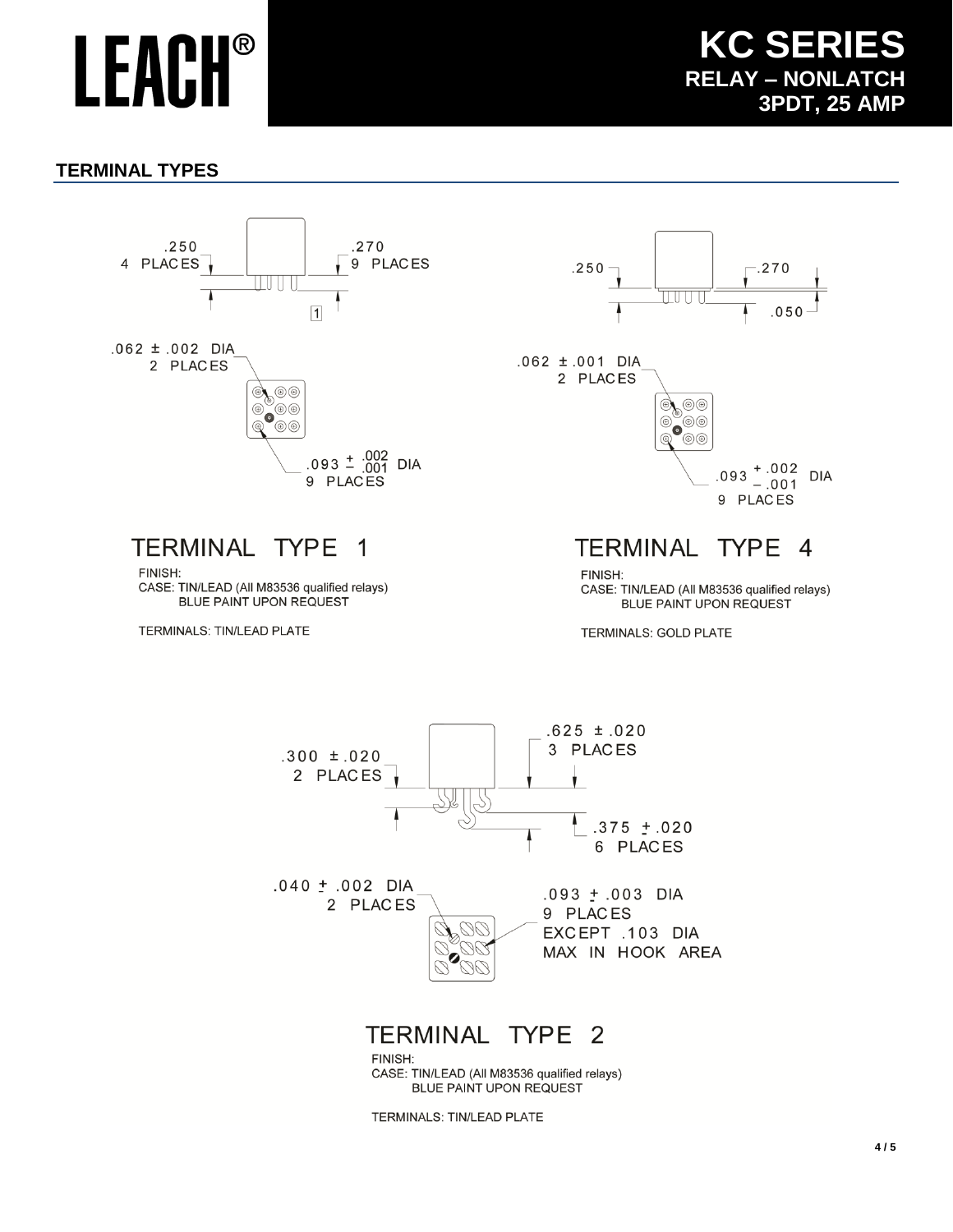# LEACH®

# KC SERIES
## RELAY – NONLATCH
## 3PDT, 25 AMP

## TERMINAL TYPES

.250
4 PLACES

.270
9 PLACES

1

.062 ± .002 DIA
2 PLACES

.093 $^{+.002}_{-.001}$ DIA
9 PLACES

### TERMINAL TYPE 1

FINISH:
CASE: TIN/LEAD (All M83536 qualified relays)
BLUE PAINT UPON REQUEST

TERMINALS: TIN/LEAD PLATE

.250

.270

.050

.062 ± .001 DIA
2 PLACES

.093 $^{+.002}_{-.001}$ DIA
9 PLACES

### TERMINAL TYPE 4

FINISH:
CASE: TIN/LEAD (All M83536 qualified relays)
BLUE PAINT UPON REQUEST

TERMINALS: GOLD PLATE

.300 ± .020
2 PLACES

.625 ± .020
3 PLACES

.375 ± .020
6 PLACES

.040 ± .002 DIA
2 PLACES

.093 ± .003 DIA
9 PLACES
EXCEPT .103 DIA
MAX IN HOOK AREA

### TERMINAL TYPE 2

FINISH:
CASE: TIN/LEAD (All M83536 qualified relays)
BLUE PAINT UPON REQUEST

TERMINALS: TIN/LEAD PLATE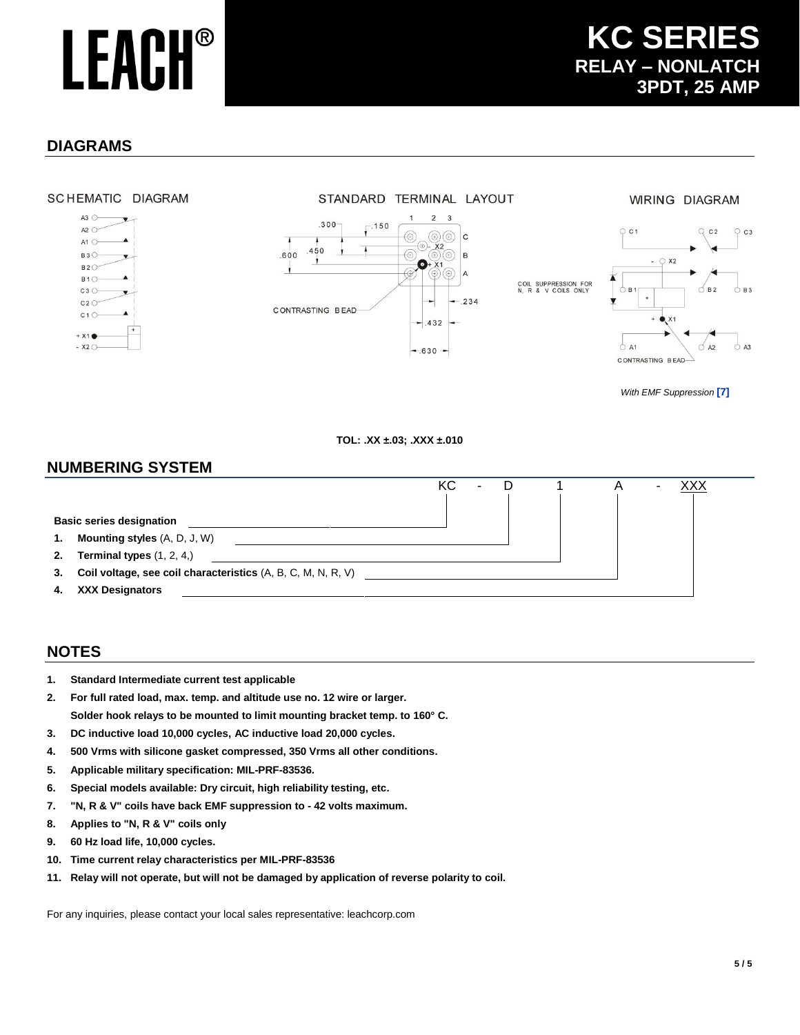# LEACH®

# KC SERIES
## RELAY – NONLATCH
## 3PDT, 25 AMP

## DIAGRAMS

SCHEMATIC DIAGRAM

A3
A2
A1
B3
B2
B1
C3
C2
C1
+ X1
- X2

STANDARD TERMINAL LAYOUT

.300
.150
1 2 3
C
- X2
B
+ X1
A
.600
.450
CONTRASTING BEAD
.234
.432
.630

WIRING DIAGRAM

C1
C2
C3
- X2
COIL SUPPRESSION FOR N, R & V COILS ONLY
B1
B2
B3
+ X1
A1
A2
A3
CONTRASTING BEAD

*With EMF Suppression* [7]

**TOL: .XX ±.03; .XXX ±.010**

## NUMBERING SYSTEM

KC - D 1 A - XXX

**Basic series designation**

1. **Mounting styles** (A, D, J, W)
2. **Terminal types** (1, 2, 4,)
3. **Coil voltage, see coil characteristics** (A, B, C, M, N, R, V)
4. **XXX Designators**

## NOTES

1. **Standard Intermediate current test applicable**
2. **For full rated load, max. temp. and altitude use no. 12 wire or larger.**
   **Solder hook relays to be mounted to limit mounting bracket temp. to 160° C.**
3. **DC inductive load 10,000 cycles, AC inductive load 20,000 cycles.**
4. **500 Vrms with silicone gasket compressed, 350 Vrms all other conditions.**
5. **Applicable military specification: MIL-PRF-83536.**
6. **Special models available: Dry circuit, high reliability testing, etc.**
7. **"N, R & V" coils have back EMF suppression to - 42 volts maximum.**
8. **Applies to "N, R & V" coils only**
9. **60 Hz load life, 10,000 cycles.**
10. **Time current relay characteristics per MIL-PRF-83536**
11. **Relay will not operate, but will not be damaged by application of reverse polarity to coil.**

For any inquiries, please contact your local sales representative: leachcorp.com